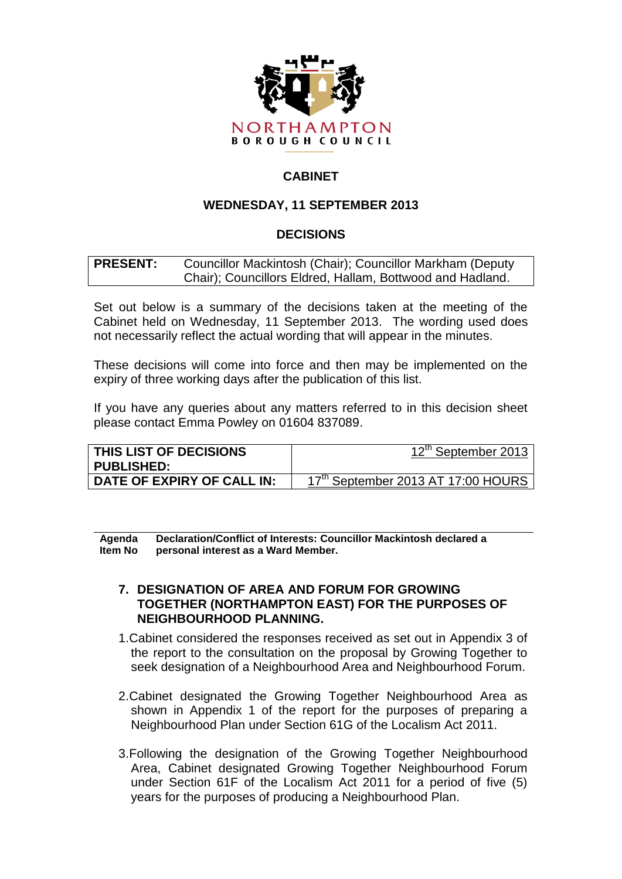NORTHAMPTON
BOROUGH COUNCIL

# CABINET

## WEDNESDAY, 11 SEPTEMBER 2013

## DECISIONS

| **PRESENT:** | Councillor Mackintosh (Chair); Councillor Markham (Deputy Chair); Councillors Eldred, Hallam, Bottwood and Hadland. |
|---|---|

Set out below is a summary of the decisions taken at the meeting of the Cabinet held on Wednesday, 11 September 2013. The wording used does not necessarily reflect the actual wording that will appear in the minutes.

These decisions will come into force and then may be implemented on the expiry of three working days after the publication of this list.

If you have any queries about any matters referred to in this decision sheet please contact Emma Powley on 01604 837089.

| **THIS LIST OF DECISIONS PUBLISHED:** | 12th September 2013 |
|---|---|
| **DATE OF EXPIRY OF CALL IN:** | 17th September 2013 AT 17:00 HOURS |

| **Agenda Item No** | **Declaration/Conflict of Interests: Councillor Mackintosh declared a personal interest as a Ward Member.** |
|---|---|

### 7. DESIGNATION OF AREA AND FORUM FOR GROWING TOGETHER (NORTHAMPTON EAST) FOR THE PURPOSES OF NEIGHBOURHOOD PLANNING.

1. Cabinet considered the responses received as set out in Appendix 3 of the report to the consultation on the proposal by Growing Together to seek designation of a Neighbourhood Area and Neighbourhood Forum.

2. Cabinet designated the Growing Together Neighbourhood Area as shown in Appendix 1 of the report for the purposes of preparing a Neighbourhood Plan under Section 61G of the Localism Act 2011.

3. Following the designation of the Growing Together Neighbourhood Area, Cabinet designated Growing Together Neighbourhood Forum under Section 61F of the Localism Act 2011 for a period of five (5) years for the purposes of producing a Neighbourhood Plan.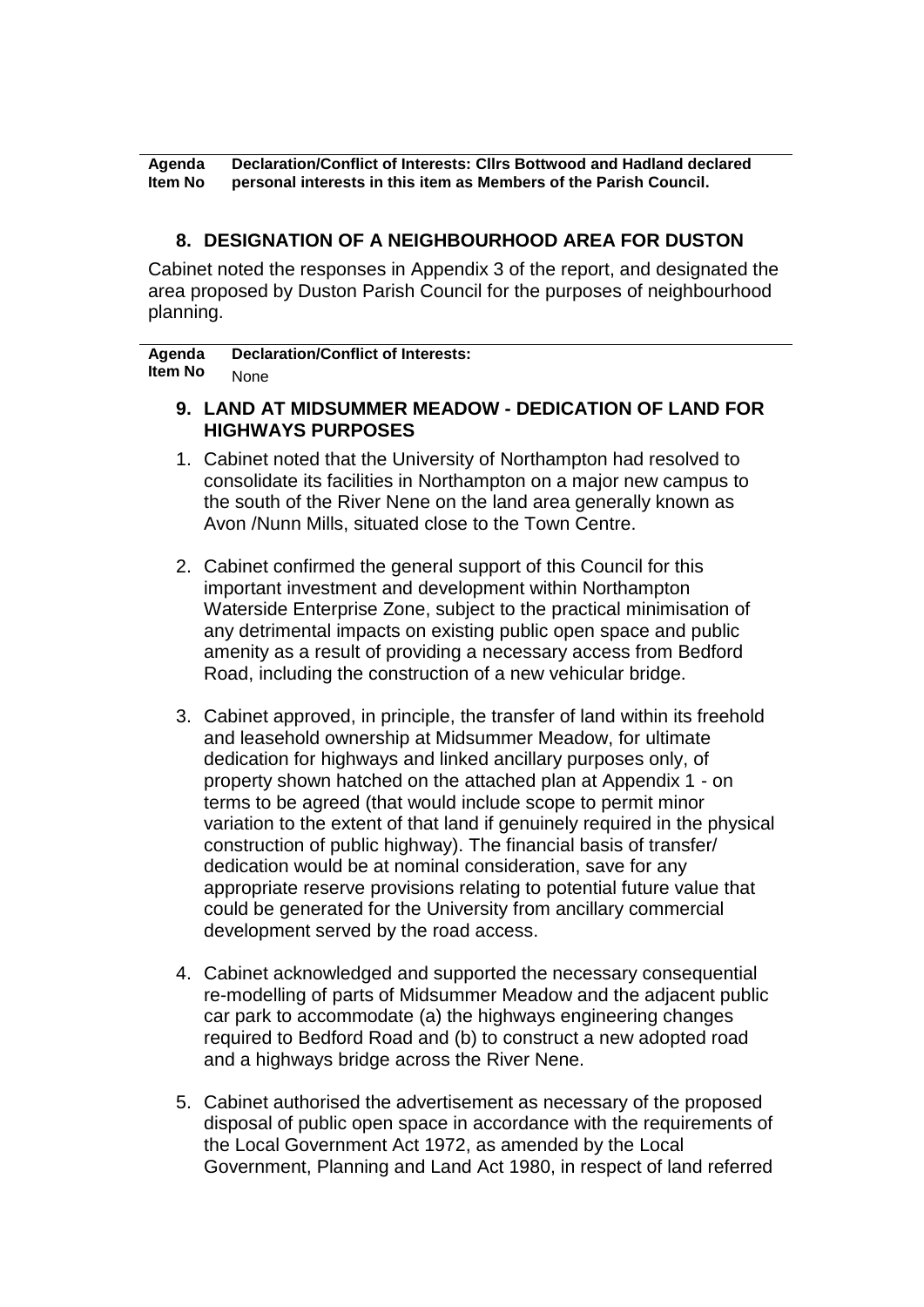| Agenda Item No | Declaration/Conflict of Interests: Cllrs Bottwood and Hadland declared personal interests in this item as Members of the Parish Council. |
| --- | --- |

## 8. DESIGNATION OF A NEIGHBOURHOOD AREA FOR DUSTON

Cabinet noted the responses in Appendix 3 of the report, and designated the area proposed by Duston Parish Council for the purposes of neighbourhood planning.

| Agenda Item No | Declaration/Conflict of Interests: None |
| --- | --- |

## 9. LAND AT MIDSUMMER MEADOW - DEDICATION OF LAND FOR HIGHWAYS PURPOSES

1. Cabinet noted that the University of Northampton had resolved to consolidate its facilities in Northampton on a major new campus to the south of the River Nene on the land area generally known as Avon /Nunn Mills, situated close to the Town Centre.

2. Cabinet confirmed the general support of this Council for this important investment and development within Northampton Waterside Enterprise Zone, subject to the practical minimisation of any detrimental impacts on existing public open space and public amenity as a result of providing a necessary access from Bedford Road, including the construction of a new vehicular bridge.

3. Cabinet approved, in principle, the transfer of land within its freehold and leasehold ownership at Midsummer Meadow, for ultimate dedication for highways and linked ancillary purposes only, of property shown hatched on the attached plan at Appendix 1 - on terms to be agreed (that would include scope to permit minor variation to the extent of that land if genuinely required in the physical construction of public highway). The financial basis of transfer/ dedication would be at nominal consideration, save for any appropriate reserve provisions relating to potential future value that could be generated for the University from ancillary commercial development served by the road access.

4. Cabinet acknowledged and supported the necessary consequential re-modelling of parts of Midsummer Meadow and the adjacent public car park to accommodate (a) the highways engineering changes required to Bedford Road and (b) to construct a new adopted road and a highways bridge across the River Nene.

5. Cabinet authorised the advertisement as necessary of the proposed disposal of public open space in accordance with the requirements of the Local Government Act 1972, as amended by the Local Government, Planning and Land Act 1980, in respect of land referred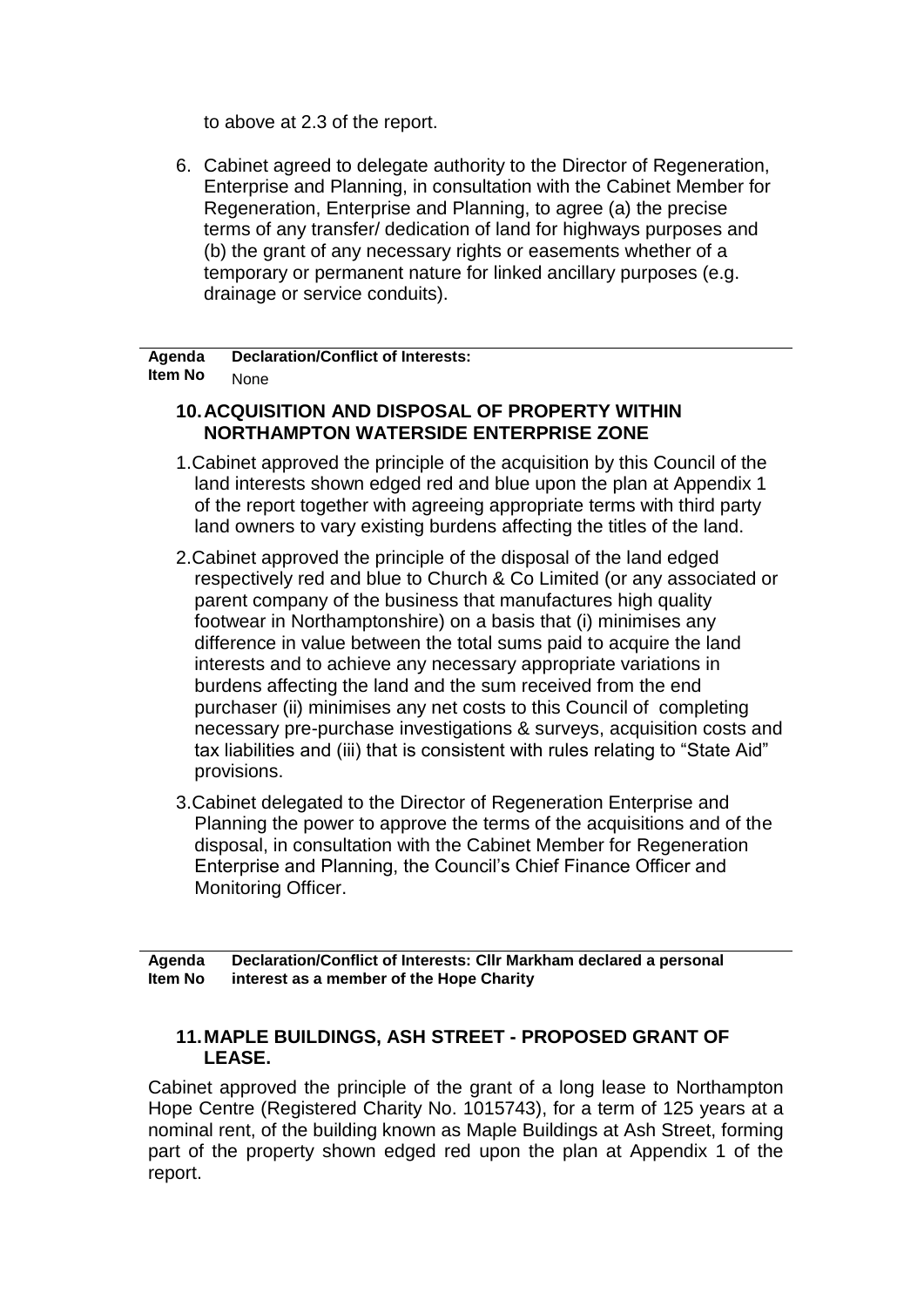to above at 2.3 of the report.

6. Cabinet agreed to delegate authority to the Director of Regeneration, Enterprise and Planning, in consultation with the Cabinet Member for Regeneration, Enterprise and Planning, to agree (a) the precise terms of any transfer/ dedication of land for highways purposes and (b) the grant of any necessary rights or easements whether of a temporary or permanent nature for linked ancillary purposes (e.g. drainage or service conduits).

| Agenda Item No | Declaration/Conflict of Interests: None |
| --- | --- |

### 10. ACQUISITION AND DISPOSAL OF PROPERTY WITHIN NORTHAMPTON WATERSIDE ENTERPRISE ZONE

1. Cabinet approved the principle of the acquisition by this Council of the land interests shown edged red and blue upon the plan at Appendix 1 of the report together with agreeing appropriate terms with third party land owners to vary existing burdens affecting the titles of the land.

2. Cabinet approved the principle of the disposal of the land edged respectively red and blue to Church & Co Limited (or any associated or parent company of the business that manufactures high quality footwear in Northamptonshire) on a basis that (i) minimises any difference in value between the total sums paid to acquire the land interests and to achieve any necessary appropriate variations in burdens affecting the land and the sum received from the end purchaser (ii) minimises any net costs to this Council of completing necessary pre-purchase investigations & surveys, acquisition costs and tax liabilities and (iii) that is consistent with rules relating to "State Aid" provisions.

3. Cabinet delegated to the Director of Regeneration Enterprise and Planning the power to approve the terms of the acquisitions and of the disposal, in consultation with the Cabinet Member for Regeneration Enterprise and Planning, the Council's Chief Finance Officer and Monitoring Officer.

| Agenda Item No | Declaration/Conflict of Interests: Cllr Markham declared a personal interest as a member of the Hope Charity |
| --- | --- |

### 11. MAPLE BUILDINGS, ASH STREET - PROPOSED GRANT OF LEASE.

Cabinet approved the principle of the grant of a long lease to Northampton Hope Centre (Registered Charity No. 1015743), for a term of 125 years at a nominal rent, of the building known as Maple Buildings at Ash Street, forming part of the property shown edged red upon the plan at Appendix 1 of the report.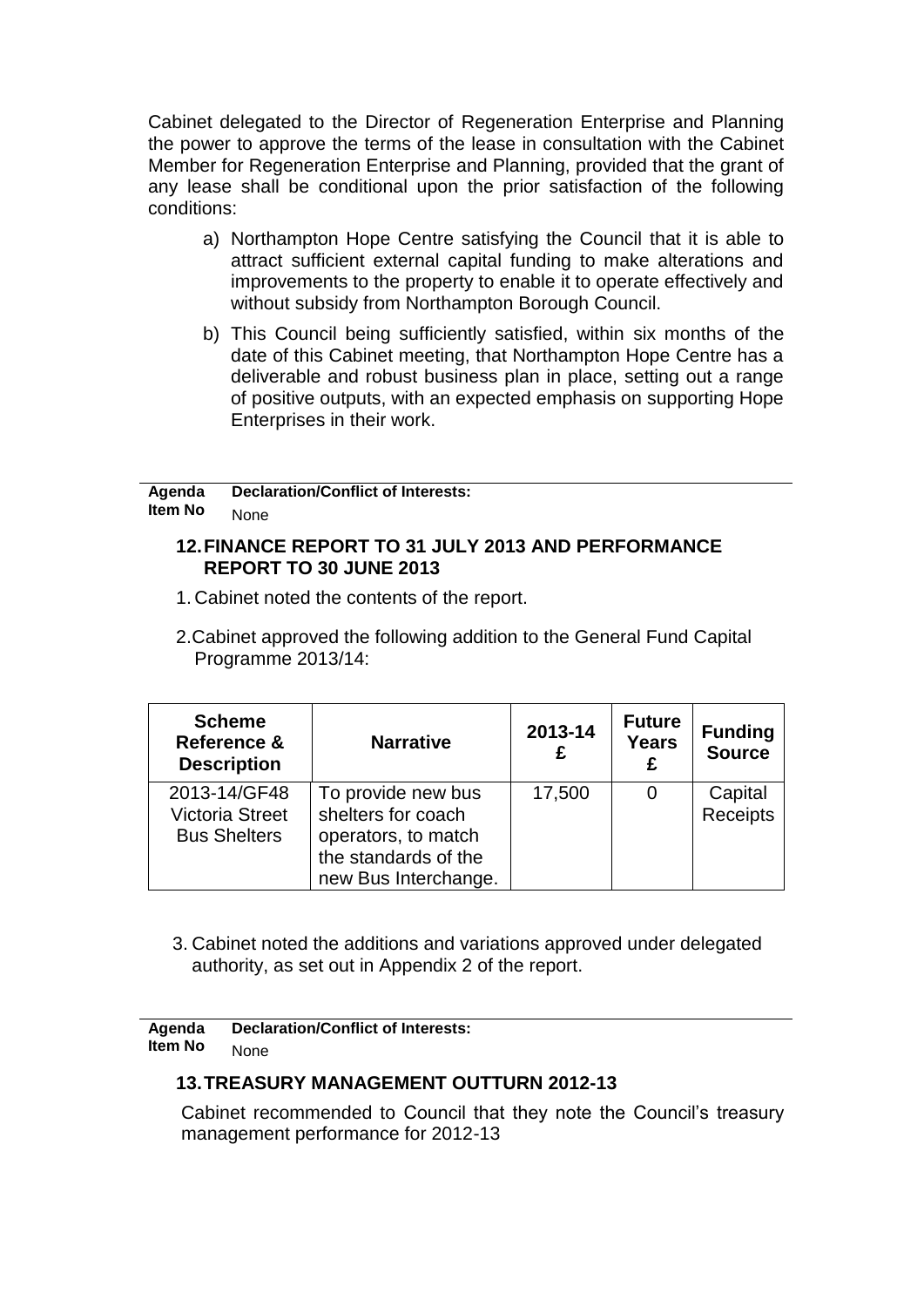Cabinet delegated to the Director of Regeneration Enterprise and Planning the power to approve the terms of the lease in consultation with the Cabinet Member for Regeneration Enterprise and Planning, provided that the grant of any lease shall be conditional upon the prior satisfaction of the following conditions:

a) Northampton Hope Centre satisfying the Council that it is able to attract sufficient external capital funding to make alterations and improvements to the property to enable it to operate effectively and without subsidy from Northampton Borough Council.

b) This Council being sufficiently satisfied, within six months of the date of this Cabinet meeting, that Northampton Hope Centre has a deliverable and robust business plan in place, setting out a range of positive outputs, with an expected emphasis on supporting Hope Enterprises in their work.

**Agenda Item No** **Declaration/Conflict of Interests:**
None

## 12. FINANCE REPORT TO 31 JULY 2013 AND PERFORMANCE REPORT TO 30 JUNE 2013

1. Cabinet noted the contents of the report.

2. Cabinet approved the following addition to the General Fund Capital Programme 2013/14:

| Scheme Reference & Description | Narrative | 2013-14 £ | Future Years £ | Funding Source |
|---|---|---|---|---|
| 2013-14/GF48 Victoria Street Bus Shelters | To provide new bus shelters for coach operators, to match the standards of the new Bus Interchange. | 17,500 | 0 | Capital Receipts |

3. Cabinet noted the additions and variations approved under delegated authority, as set out in Appendix 2 of the report.

**Agenda Item No** **Declaration/Conflict of Interests:**
None

## 13. TREASURY MANAGEMENT OUTTURN 2012-13

Cabinet recommended to Council that they note the Council's treasury management performance for 2012-13